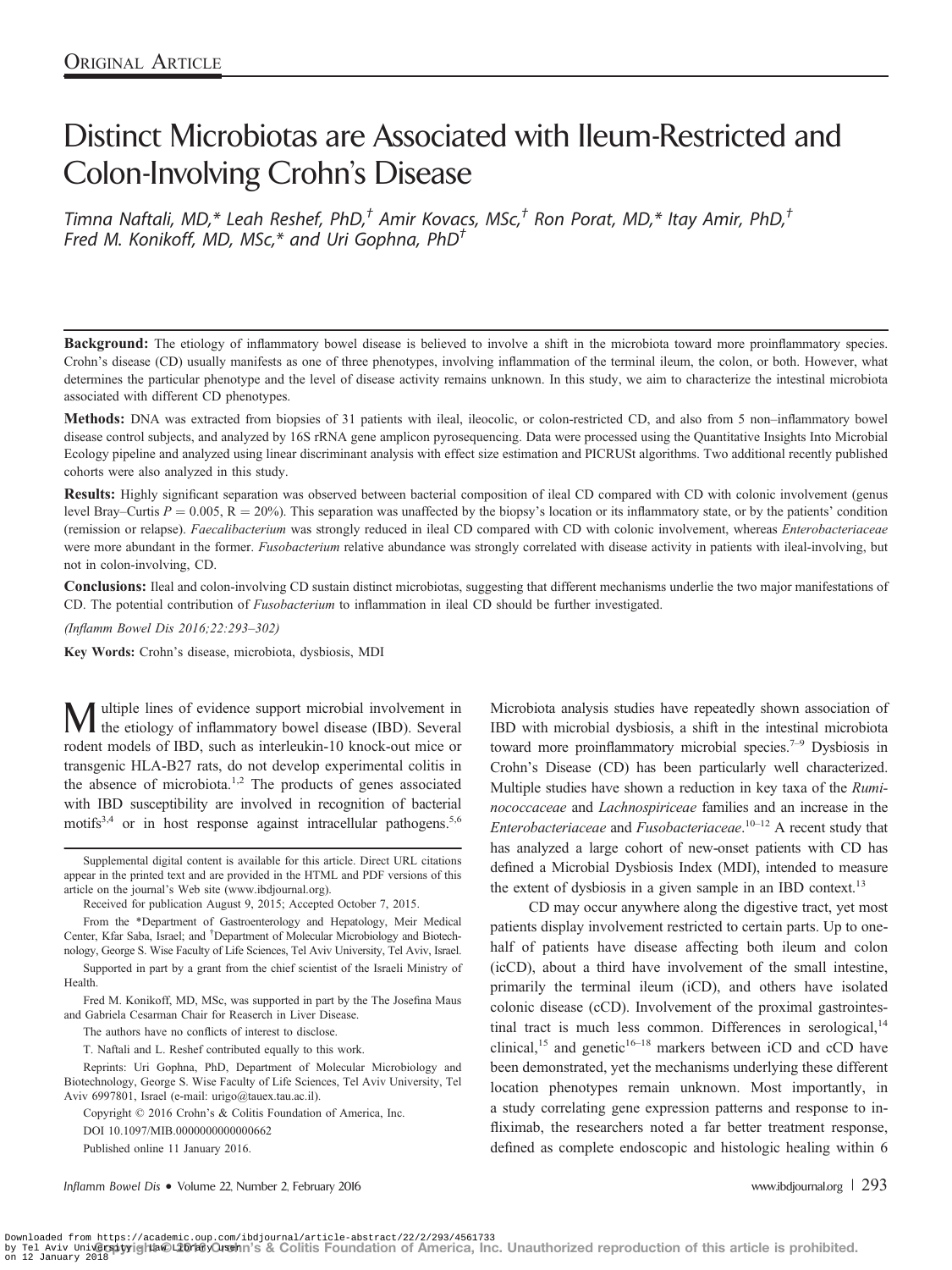ORIGINAL ARTICLE

# Distinct Microbiotas are Associated with Ileum-Restricted and Colon-Involving Crohn's Disease

*Timna Naftali, MD,\* Leah Reshef, PhD,† Amir Kovacs, MSc,† Ron Porat, MD,\* Itay Amir, PhD,† Fred M. Konikoff, MD, MSc,\* and Uri Gophna, PhD†*

**Background:** The etiology of inflammatory bowel disease is believed to involve a shift in the microbiota toward more proinflammatory species. Crohn's disease (CD) usually manifests as one of three phenotypes, involving inflammation of the terminal ileum, the colon, or both. However, what determines the particular phenotype and the level of disease activity remains unknown. In this study, we aim to characterize the intestinal microbiota associated with different CD phenotypes.

**Methods:** DNA was extracted from biopsies of 31 patients with ileal, ileocolic, or colon-restricted CD, and also from 5 non–inflammatory bowel disease control subjects, and analyzed by 16S rRNA gene amplicon pyrosequencing. Data were processed using the Quantitative Insights Into Microbial Ecology pipeline and analyzed using linear discriminant analysis with effect size estimation and PICRUSt algorithms. Two additional recently published cohorts were also analyzed in this study.

**Results:** Highly significant separation was observed between bacterial composition of ileal CD compared with CD with colonic involvement (genus level Bray–Curtis $P = 0.005$, $R = 20\%$). This separation was unaffected by the biopsy's location or its inflammatory state, or by the patients' condition (remission or relapse). *Faecalibacterium* was strongly reduced in ileal CD compared with CD with colonic involvement, whereas *Enterobacteriaceae* were more abundant in the former. *Fusobacterium* relative abundance was strongly correlated with disease activity in patients with ileal-involving, but not in colon-involving, CD.

**Conclusions:** Ileal and colon-involving CD sustain distinct microbiotas, suggesting that different mechanisms underlie the two major manifestations of CD. The potential contribution of *Fusobacterium* to inflammation in ileal CD should be further investigated.

*(Inflamm Bowel Dis 2016;22:293–302)*

**Key Words:** Crohn's disease, microbiota, dysbiosis, MDI

Multiple lines of evidence support microbial involvement in the etiology of inflammatory bowel disease (IBD). Several rodent models of IBD, such as interleukin-10 knock-out mice or transgenic HLA-B27 rats, do not develop experimental colitis in the absence of microbiota.[1,2] The products of genes associated with IBD susceptibility are involved in recognition of bacterial motifs[3,4] or in host response against intracellular pathogens.[5,6] Microbiota analysis studies have repeatedly shown association of IBD with microbial dysbiosis, a shift in the intestinal microbiota toward more proinflammatory microbial species.[7–9] Dysbiosis in Crohn's Disease (CD) has been particularly well characterized. Multiple studies have shown a reduction in key taxa of the *Ruminococcaceae* and *Lachnospiriceae* families and an increase in the *Enterobacteriaceae* and *Fusobacteriaceae*.[10–12] A recent study that has analyzed a large cohort of new-onset patients with CD has defined a Microbial Dysbiosis Index (MDI), intended to measure the extent of dysbiosis in a given sample in an IBD context.[13]

CD may occur anywhere along the digestive tract, yet most patients display involvement restricted to certain parts. Up to one-half of patients have disease affecting both ileum and colon (icCD), about a third have involvement of the small intestine, primarily the terminal ileum (iCD), and others have isolated colonic disease (cCD). Involvement of the proximal gastrointestinal tract is much less common. Differences in serological,[14] clinical,[15] and genetic[16–18] markers between iCD and cCD have been demonstrated, yet the mechanisms underlying these different location phenotypes remain unknown. Most importantly, in a study correlating gene expression patterns and response to infliximab, the researchers noted a far better treatment response, defined as complete endoscopic and histologic healing within 6

---

Supplemental digital content is available for this article. Direct URL citations appear in the printed text and are provided in the HTML and PDF versions of this article on the journal's Web site (www.ibdjournal.org).

Received for publication August 9, 2015; Accepted October 7, 2015.

From the \*Department of Gastroenterology and Hepatology, Meir Medical Center, Kfar Saba, Israel; and †Department of Molecular Microbiology and Biotechnology, George S. Wise Faculty of Life Sciences, Tel Aviv University, Tel Aviv, Israel.

Supported in part by a grant from the chief scientist of the Israeli Ministry of Health.

Fred M. Konikoff, MD, MSc, was supported in part by the The Josefina Maus and Gabriela Cesarman Chair for Reasearch in Liver Disease.

The authors have no conflicts of interest to disclose.

T. Naftali and L. Reshef contributed equally to this work.

Reprints: Uri Gophna, PhD, Department of Molecular Microbiology and Biotechnology, George S. Wise Faculty of Life Sciences, Tel Aviv University, Tel Aviv 6997801, Israel (e-mail: urigo@tauex.tau.ac.il).

Copyright © 2016 Crohn's & Colitis Foundation of America, Inc.

DOI 10.1097/MIB.0000000000000662

Published online 11 January 2016.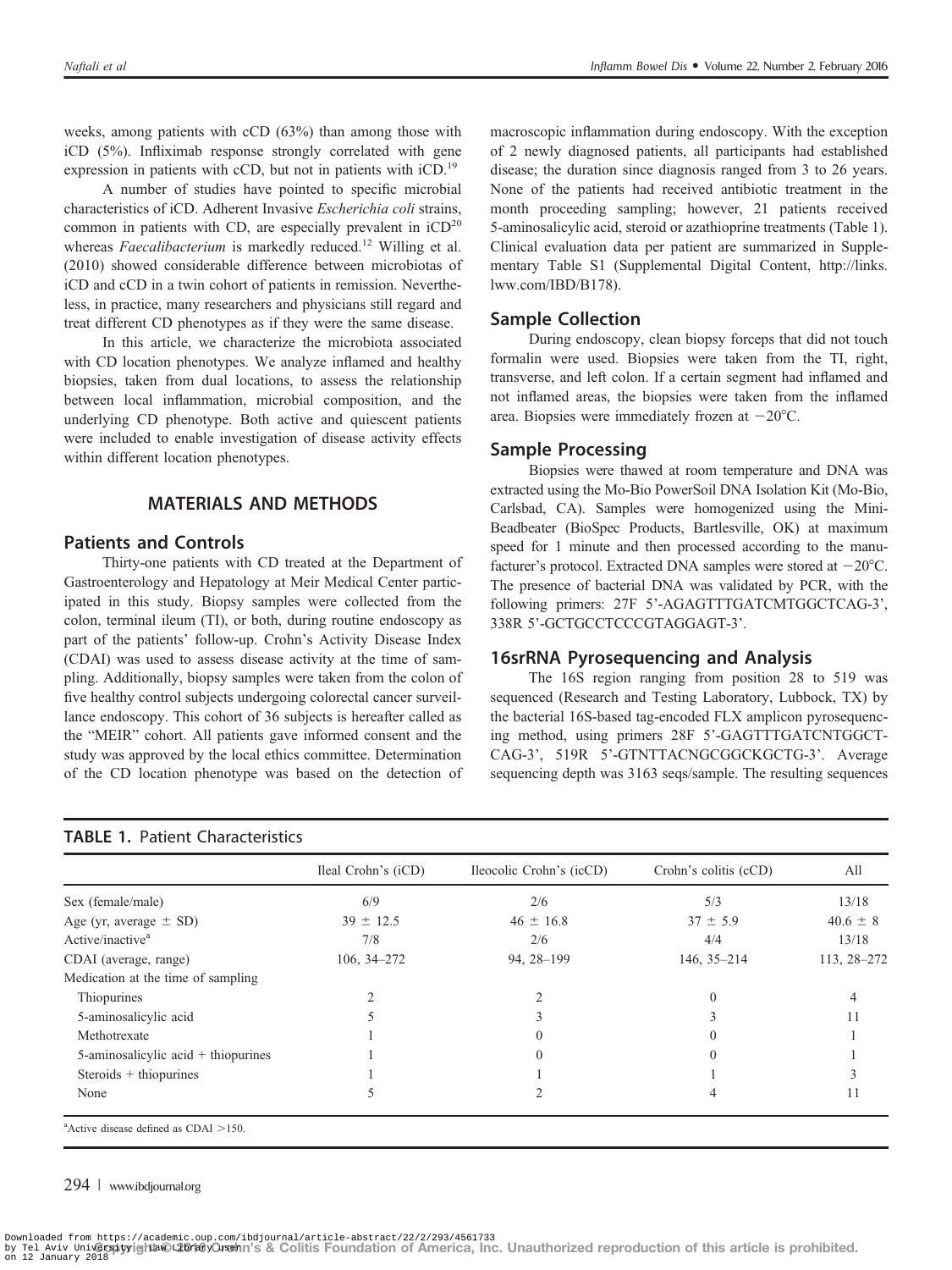weeks, among patients with cCD (63%) than among those with iCD (5%). Infliximab response strongly correlated with gene expression in patients with cCD, but not in patients with iCD.[19]

A number of studies have pointed to specific microbial characteristics of iCD. Adherent Invasive *Escherichia coli* strains, common in patients with CD, are especially prevalent in iCD[20] whereas *Faecalibacterium* is markedly reduced.[12] Willing et al. (2010) showed considerable difference between microbiotas of iCD and cCD in a twin cohort of patients in remission. Nevertheless, in practice, many researchers and physicians still regard and treat different CD phenotypes as if they were the same disease.

In this article, we characterize the microbiota associated with CD location phenotypes. We analyze inflamed and healthy biopsies, taken from dual locations, to assess the relationship between local inflammation, microbial composition, and the underlying CD phenotype. Both active and quiescent patients were included to enable investigation of disease activity effects within different location phenotypes.

## MATERIALS AND METHODS

### Patients and Controls

Thirty-one patients with CD treated at the Department of Gastroenterology and Hepatology at Meir Medical Center participated in this study. Biopsy samples were collected from the colon, terminal ileum (TI), or both, during routine endoscopy as part of the patients' follow-up. Crohn's Activity Disease Index (CDAI) was used to assess disease activity at the time of sampling. Additionally, biopsy samples were taken from the colon of five healthy control subjects undergoing colorectal cancer surveillance endoscopy. This cohort of 36 subjects is hereafter called as the "MEIR" cohort. All patients gave informed consent and the study was approved by the local ethics committee. Determination of the CD location phenotype was based on the detection of macroscopic inflammation during endoscopy. With the exception of 2 newly diagnosed patients, all participants had established disease; the duration since diagnosis ranged from 3 to 26 years. None of the patients had received antibiotic treatment in the month proceeding sampling; however, 21 patients received 5-aminosalicylic acid, steroid or azathioprine treatments (Table 1). Clinical evaluation data per patient are summarized in Supplementary Table S1 (Supplemental Digital Content, http://links.lww.com/IBD/B178).

### Sample Collection

During endoscopy, clean biopsy forceps that did not touch formalin were used. Biopsies were taken from the TI, right, transverse, and left colon. If a certain segment had inflamed and not inflamed areas, the biopsies were taken from the inflamed area. Biopsies were immediately frozen at −20°C.

### Sample Processing

Biopsies were thawed at room temperature and DNA was extracted using the Mo-Bio PowerSoil DNA Isolation Kit (Mo-Bio, Carlsbad, CA). Samples were homogenized using the Mini-Beadbeater (BioSpec Products, Bartlesville, OK) at maximum speed for 1 minute and then processed according to the manufacturer's protocol. Extracted DNA samples were stored at −20°C. The presence of bacterial DNA was validated by PCR, with the following primers: 27F 5'-AGAGTTTGATCMTGGCTCAG-3', 338R 5'-GCTGCCTCCCGTAGGAGT-3'.

### 16srRNA Pyrosequencing and Analysis

The 16S region ranging from position 28 to 519 was sequenced (Research and Testing Laboratory, Lubbock, TX) by the bacterial 16S-based tag-encoded FLX amplicon pyrosequencing method, using primers 28F 5'-GAGTTTGATCNTGGCTCAG-3', 519R 5'-GTNTTACNGCGGCKGCTG-3'. Average sequencing depth was 3163 seqs/sample. The resulting sequences

**TABLE 1.** Patient Characteristics

| | Ileal Crohn's (iCD) | Ileocolic Crohn's (icCD) | Crohn's colitis (cCD) | All |
|---|---|---|---|---|
| Sex (female/male) | 6/9 | 2/6 | 5/3 | 13/18 |
| Age (yr, average ± SD) | 39 ± 12.5 | 46 ± 16.8 | 37 ± 5.9 | 40.6 ± 8 |
| Active/inactive[a] | 7/8 | 2/6 | 4/4 | 13/18 |
| CDAI (average, range) | 106, 34–272 | 94, 28–199 | 146, 35–214 | 113, 28–272 |
| Medication at the time of sampling | | | | |
| Thiopurines | 2 | 2 | 0 | 4 |
| 5-aminosalicylic acid | 5 | 3 | 3 | 11 |
| Methotrexate | 1 | 0 | 0 | 1 |
| 5-aminosalicylic acid + thiopurines | 1 | 0 | 0 | 1 |
| Steroids + thiopurines | 1 | 1 | 1 | 3 |
| None | 5 | 2 | 4 | 11 |

[a]Active disease defined as CDAI >150.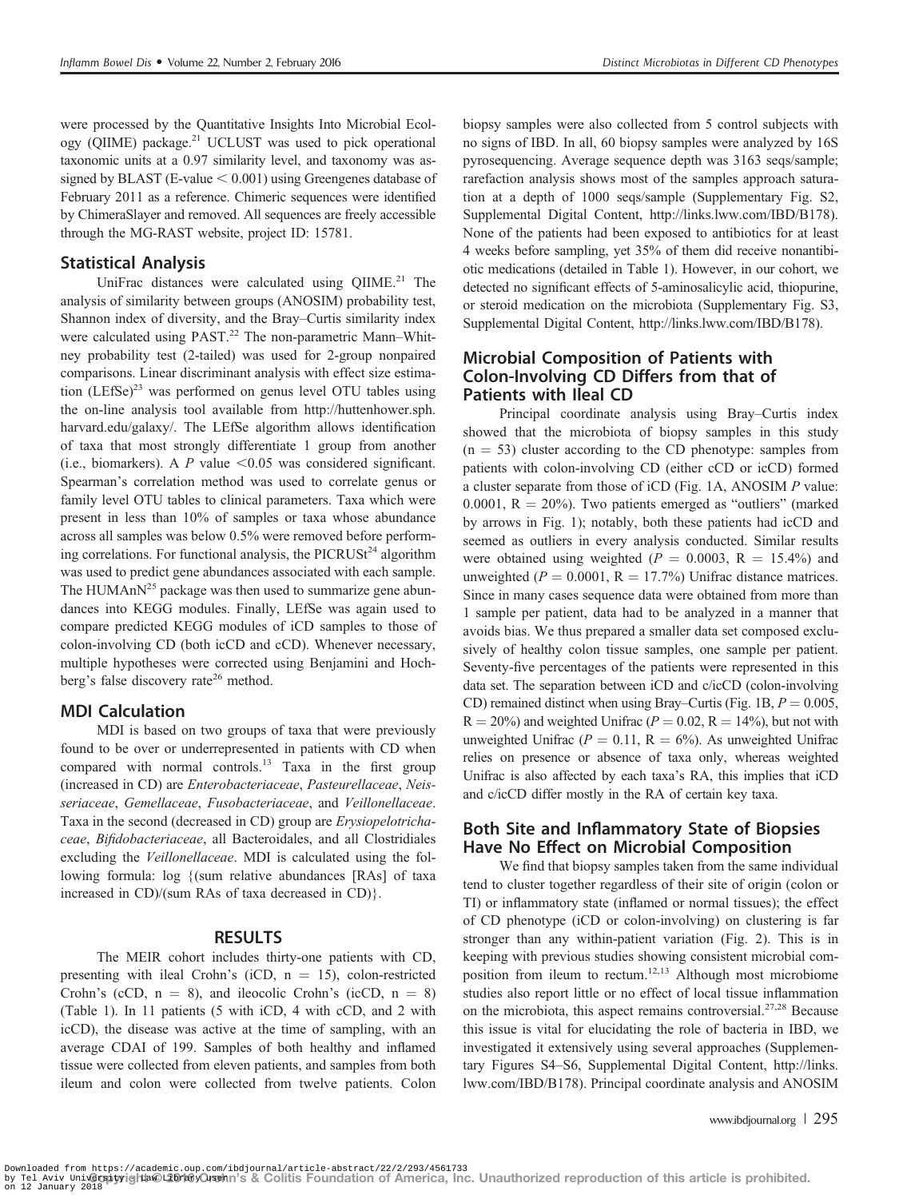were processed by the Quantitative Insights Into Microbial Ecology (QIIME) package.[21] UCLUST was used to pick operational taxonomic units at a 0.97 similarity level, and taxonomy was assigned by BLAST (E-value $< 0.001$) using Greengenes database of February 2011 as a reference. Chimeric sequences were identified by ChimeraSlayer and removed. All sequences are freely accessible through the MG-RAST website, project ID: 15781.

## Statistical Analysis

UniFrac distances were calculated using QIIME.[21] The analysis of similarity between groups (ANOSIM) probability test, Shannon index of diversity, and the Bray–Curtis similarity index were calculated using PAST.[22] The non-parametric Mann–Whitney probability test (2-tailed) was used for 2-group nonpaired comparisons. Linear discriminant analysis with effect size estimation (LEfSe)[23] was performed on genus level OTU tables using the on-line analysis tool available from http://huttenhower.sph.harvard.edu/galaxy/. The LEfSe algorithm allows identification of taxa that most strongly differentiate 1 group from another (i.e., biomarkers). A $P$ value $<0.05$ was considered significant. Spearman's correlation method was used to correlate genus or family level OTU tables to clinical parameters. Taxa which were present in less than 10% of samples or taxa whose abundance across all samples was below 0.5% were removed before performing correlations. For functional analysis, the PICRUSt[24] algorithm was used to predict gene abundances associated with each sample. The HUMAnN[25] package was then used to summarize gene abundances into KEGG modules. Finally, LEfSe was again used to compare predicted KEGG modules of iCD samples to those of colon-involving CD (both icCD and cCD). Whenever necessary, multiple hypotheses were corrected using Benjamini and Hochberg's false discovery rate[26] method.

## MDI Calculation

MDI is based on two groups of taxa that were previously found to be over or underrepresented in patients with CD when compared with normal controls.[13] Taxa in the first group (increased in CD) are *Enterobacteriaceae*, *Pasteurellaceae*, *Neisseriaceae*, *Gemellaceae*, *Fusobacteriaceae*, and *Veillonellaceae*. Taxa in the second (decreased in CD) group are *Erysiopelotrichaceae*, *Bifidobacteriaceae*, all Bacteroidales, and all Clostridiales excluding the *Veillonellaceae*. MDI is calculated using the following formula: log {(sum relative abundances [RAs] of taxa increased in CD)/(sum RAs of taxa decreased in CD)}.

# RESULTS

The MEIR cohort includes thirty-one patients with CD, presenting with ileal Crohn's (iCD, $n = 15$), colon-restricted Crohn's (cCD, $n = 8$), and ileocolic Crohn's (icCD, $n = 8$) (Table 1). In 11 patients (5 with iCD, 4 with cCD, and 2 with icCD), the disease was active at the time of sampling, with an average CDAI of 199. Samples of both healthy and inflamed tissue were collected from eleven patients, and samples from both ileum and colon were collected from twelve patients. Colon biopsy samples were also collected from 5 control subjects with no signs of IBD. In all, 60 biopsy samples were analyzed by 16S pyrosequencing. Average sequence depth was 3163 seqs/sample; rarefaction analysis shows most of the samples approach saturation at a depth of 1000 seqs/sample (Supplementary Fig. S2, Supplemental Digital Content, http://links.lww.com/IBD/B178). None of the patients had been exposed to antibiotics for at least 4 weeks before sampling, yet 35% of them did receive nonantibiotic medications (detailed in Table 1). However, in our cohort, we detected no significant effects of 5-aminosalicylic acid, thiopurine, or steroid medication on the microbiota (Supplementary Fig. S3, Supplemental Digital Content, http://links.lww.com/IBD/B178).

## Microbial Composition of Patients with Colon-Involving CD Differs from that of Patients with Ileal CD

Principal coordinate analysis using Bray–Curtis index showed that the microbiota of biopsy samples in this study ($n = 53$) cluster according to the CD phenotype: samples from patients with colon-involving CD (either cCD or icCD) formed a cluster separate from those of iCD (Fig. 1A, ANOSIM $P$ value: 0.0001, $R = 20\%$). Two patients emerged as "outliers" (marked by arrows in Fig. 1); notably, both these patients had icCD and seemed as outliers in every analysis conducted. Similar results were obtained using weighted ($P = 0.0003$, $R = 15.4\%$) and unweighted ($P = 0.0001$, $R = 17.7\%$) Unifrac distance matrices. Since in many cases sequence data were obtained from more than 1 sample per patient, data had to be analyzed in a manner that avoids bias. We thus prepared a smaller data set composed exclusively of healthy colon tissue samples, one sample per patient. Seventy-five percentages of the patients were represented in this data set. The separation between iCD and c/icCD (colon-involving CD) remained distinct when using Bray–Curtis (Fig. 1B, $P = 0.005$, $R = 20\%$) and weighted Unifrac ($P = 0.02$, $R = 14\%$), but not with unweighted Unifrac ($P = 0.11$, $R = 6\%$). As unweighted Unifrac relies on presence or absence of taxa only, whereas weighted Unifrac is also affected by each taxa's RA, this implies that iCD and c/icCD differ mostly in the RA of certain key taxa.

## Both Site and Inflammatory State of Biopsies Have No Effect on Microbial Composition

We find that biopsy samples taken from the same individual tend to cluster together regardless of their site of origin (colon or TI) or inflammatory state (inflamed or normal tissues); the effect of CD phenotype (iCD or colon-involving) on clustering is far stronger than any within-patient variation (Fig. 2). This is in keeping with previous studies showing consistent microbial composition from ileum to rectum.[12,13] Although most microbiome studies also report little or no effect of local tissue inflammation on the microbiota, this aspect remains controversial.[27,28] Because this issue is vital for elucidating the role of bacteria in IBD, we investigated it extensively using several approaches (Supplementary Figures S4–S6, Supplemental Digital Content, http://links.lww.com/IBD/B178). Principal coordinate analysis and ANOSIM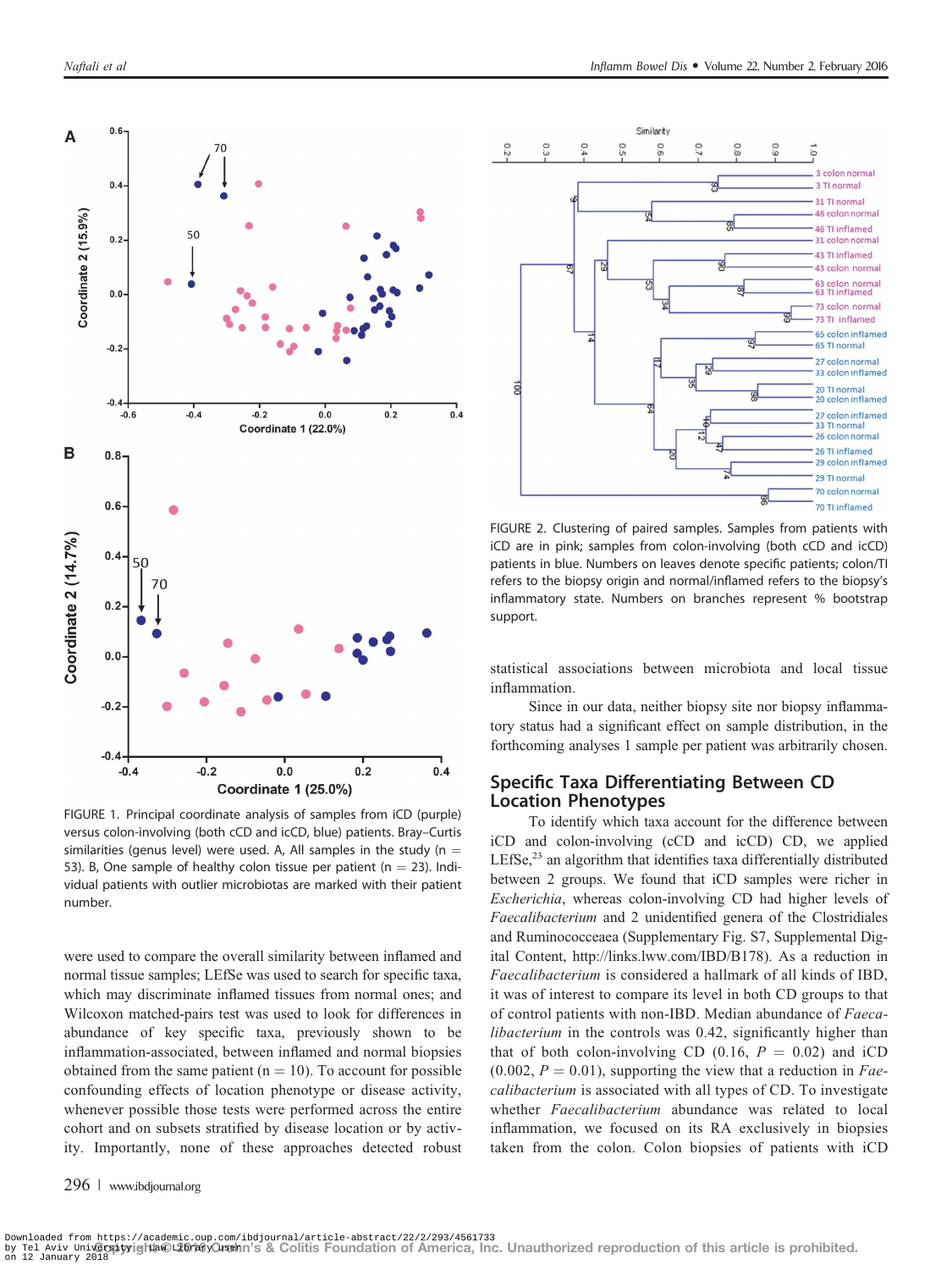FIGURE 1. Principal coordinate analysis of samples from iCD (purple) versus colon-involving (both cCD and icCD, blue) patients. Bray–Curtis similarities (genus level) were used. A, All samples in the study (n = 53). B, One sample of healthy colon tissue per patient (n = 23). Individual patients with outlier microbiotas are marked with their patient number.

FIGURE 2. Clustering of paired samples. Samples from patients with iCD are in pink; samples from colon-involving (both cCD and icCD) patients in blue. Numbers on leaves denote specific patients; colon/TI refers to the biopsy origin and normal/inflamed refers to the biopsy's inflammatory state. Numbers on branches represent % bootstrap support.

were used to compare the overall similarity between inflamed and normal tissue samples; LEfSe was used to search for specific taxa, which may discriminate inflamed tissues from normal ones; and Wilcoxon matched-pairs test was used to look for differences in abundance of key specific taxa, previously shown to be inflammation-associated, between inflamed and normal biopsies obtained from the same patient (n = 10). To account for possible confounding effects of location phenotype or disease activity, whenever possible those tests were performed across the entire cohort and on subsets stratified by disease location or by activity. Importantly, none of these approaches detected robust statistical associations between microbiota and local tissue inflammation.

Since in our data, neither biopsy site nor biopsy inflammatory status had a significant effect on sample distribution, in the forthcoming analyses 1 sample per patient was arbitrarily chosen.

## Specific Taxa Differentiating Between CD Location Phenotypes

To identify which taxa account for the difference between iCD and colon-involving (cCD and icCD) CD, we applied LEfSe,[23] an algorithm that identifies taxa differentially distributed between 2 groups. We found that iCD samples were richer in *Escherichia*, whereas colon-involving CD had higher levels of *Faecalibacterium* and 2 unidentified genera of the Clostridiales and Ruminococceaea (Supplementary Fig. S7, Supplemental Digital Content, http://links.lww.com/IBD/B178). As a reduction in *Faecalibacterium* is considered a hallmark of all kinds of IBD, it was of interest to compare its level in both CD groups to that of control patients with non-IBD. Median abundance of *Faecalibacterium* in the controls was 0.42, significantly higher than that of both colon-involving CD (0.16, $P = 0.02$) and iCD (0.002, $P = 0.01$), supporting the view that a reduction in *Faecalibacterium* is associated with all types of CD. To investigate whether *Faecalibacterium* abundance was related to local inflammation, we focused on its RA exclusively in biopsies taken from the colon. Colon biopsies of patients with iCD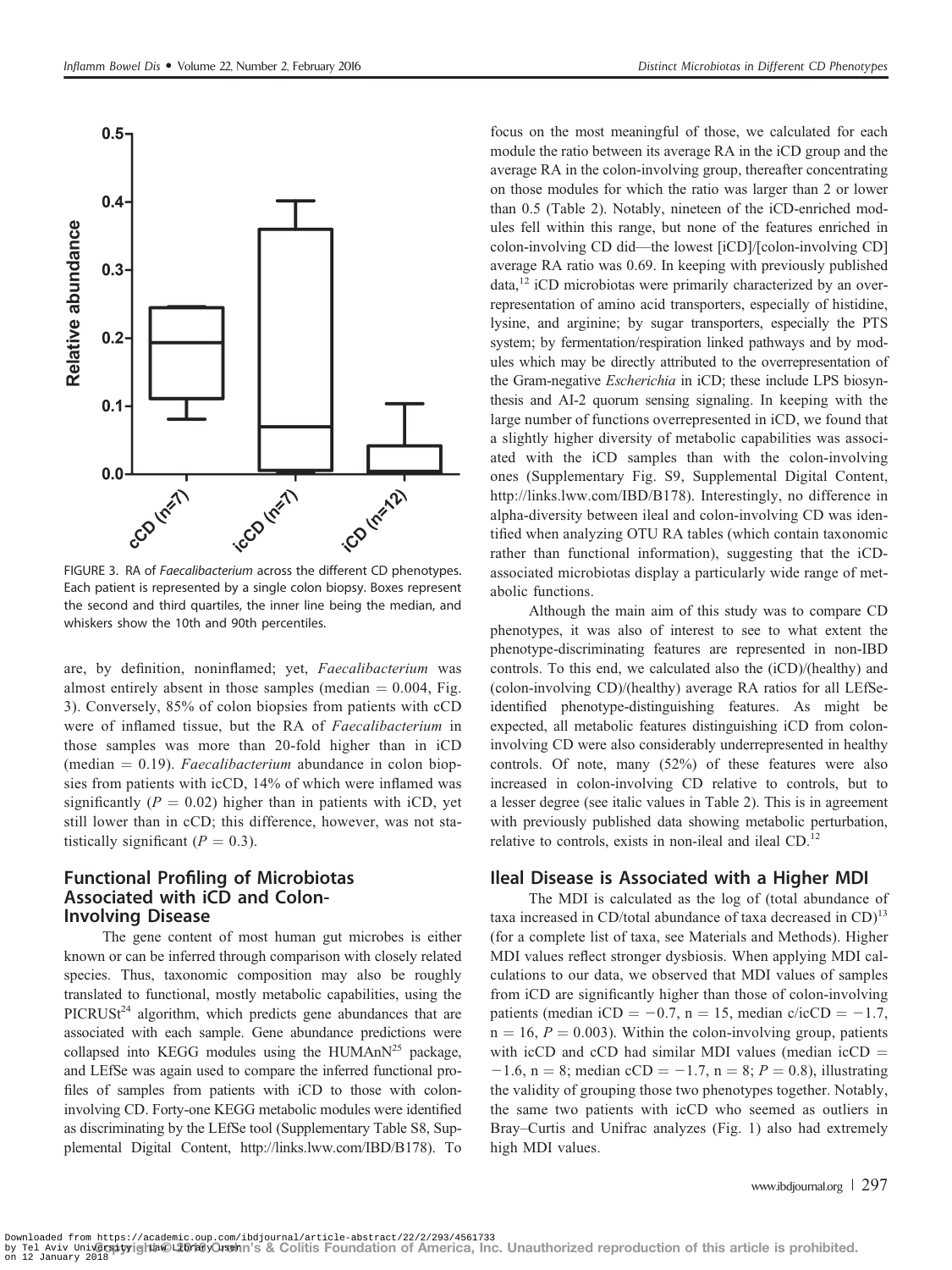FIGURE 3. RA of *Faecalibacterium* across the different CD phenotypes. Each patient is represented by a single colon biopsy. Boxes represent the second and third quartiles, the inner line being the median, and whiskers show the 10th and 90th percentiles.

are, by definition, noninflamed; yet, *Faecalibacterium* was almost entirely absent in those samples (median = 0.004, Fig. 3). Conversely, 85% of colon biopsies from patients with cCD were of inflamed tissue, but the RA of *Faecalibacterium* in those samples was more than 20-fold higher than in iCD (median = 0.19). *Faecalibacterium* abundance in colon biopsies from patients with icCD, 14% of which were inflamed was significantly ($P = 0.02$) higher than in patients with iCD, yet still lower than in cCD; this difference, however, was not statistically significant ($P = 0.3$).

## Functional Profiling of Microbiotas Associated with iCD and Colon-Involving Disease

The gene content of most human gut microbes is either known or can be inferred through comparison with closely related species. Thus, taxonomic composition may also be roughly translated to functional, mostly metabolic capabilities, using the PICRUSt[24] algorithm, which predicts gene abundances that are associated with each sample. Gene abundance predictions were collapsed into KEGG modules using the HUMAnN[25] package, and LEfSe was again used to compare the inferred functional profiles of samples from patients with iCD to those with colon-involving CD. Forty-one KEGG metabolic modules were identified as discriminating by the LEfSe tool (Supplementary Table S8, Supplemental Digital Content, http://links.lww.com/IBD/B178). To focus on the most meaningful of those, we calculated for each module the ratio between its average RA in the iCD group and the average RA in the colon-involving group, thereafter concentrating on those modules for which the ratio was larger than 2 or lower than 0.5 (Table 2). Notably, nineteen of the iCD-enriched modules fell within this range, but none of the features enriched in colon-involving CD did—the lowest [iCD]/[colon-involving CD] average RA ratio was 0.69. In keeping with previously published data,[12] iCD microbiotas were primarily characterized by an overrepresentation of amino acid transporters, especially of histidine, lysine, and arginine; by sugar transporters, especially the PTS system; by fermentation/respiration linked pathways and by modules which may be directly attributed to the overrepresentation of the Gram-negative *Escherichia* in iCD; these include LPS biosynthesis and AI-2 quorum sensing signaling. In keeping with the large number of functions overrepresented in iCD, we found that a slightly higher diversity of metabolic capabilities was associated with the iCD samples than with the colon-involving ones (Supplementary Fig. S9, Supplemental Digital Content, http://links.lww.com/IBD/B178). Interestingly, no difference in alpha-diversity between ileal and colon-involving CD was identified when analyzing OTU RA tables (which contain taxonomic rather than functional information), suggesting that the iCD-associated microbiotas display a particularly wide range of metabolic functions.

Although the main aim of this study was to compare CD phenotypes, it was also of interest to see to what extent the phenotype-discriminating features are represented in non-IBD controls. To this end, we calculated also the (iCD)/(healthy) and (colon-involving CD)/(healthy) average RA ratios for all LEfSe-identified phenotype-distinguishing features. As might be expected, all metabolic features distinguishing iCD from colon-involving CD were also considerably underrepresented in healthy controls. Of note, many (52%) of these features were also increased in colon-involving CD relative to controls, but to a lesser degree (see italic values in Table 2). This is in agreement with previously published data showing metabolic perturbation, relative to controls, exists in non-ileal and ileal CD.[12]

## Ileal Disease is Associated with a Higher MDI

The MDI is calculated as the log of (total abundance of taxa increased in CD/total abundance of taxa decreased in CD)[13] (for a complete list of taxa, see Materials and Methods). Higher MDI values reflect stronger dysbiosis. When applying MDI calculations to our data, we observed that MDI values of samples from iCD are significantly higher than those of colon-involving patients (median iCD = −0.7, n = 15, median c/icCD = −1.7, n = 16, $P = 0.003$). Within the colon-involving group, patients with icCD and cCD had similar MDI values (median icCD = −1.6, n = 8; median cCD = −1.7, n = 8; $P = 0.8$), illustrating the validity of grouping those two phenotypes together. Notably, the same two patients with icCD who seemed as outliers in Bray–Curtis and Unifrac analyzes (Fig. 1) also had extremely high MDI values.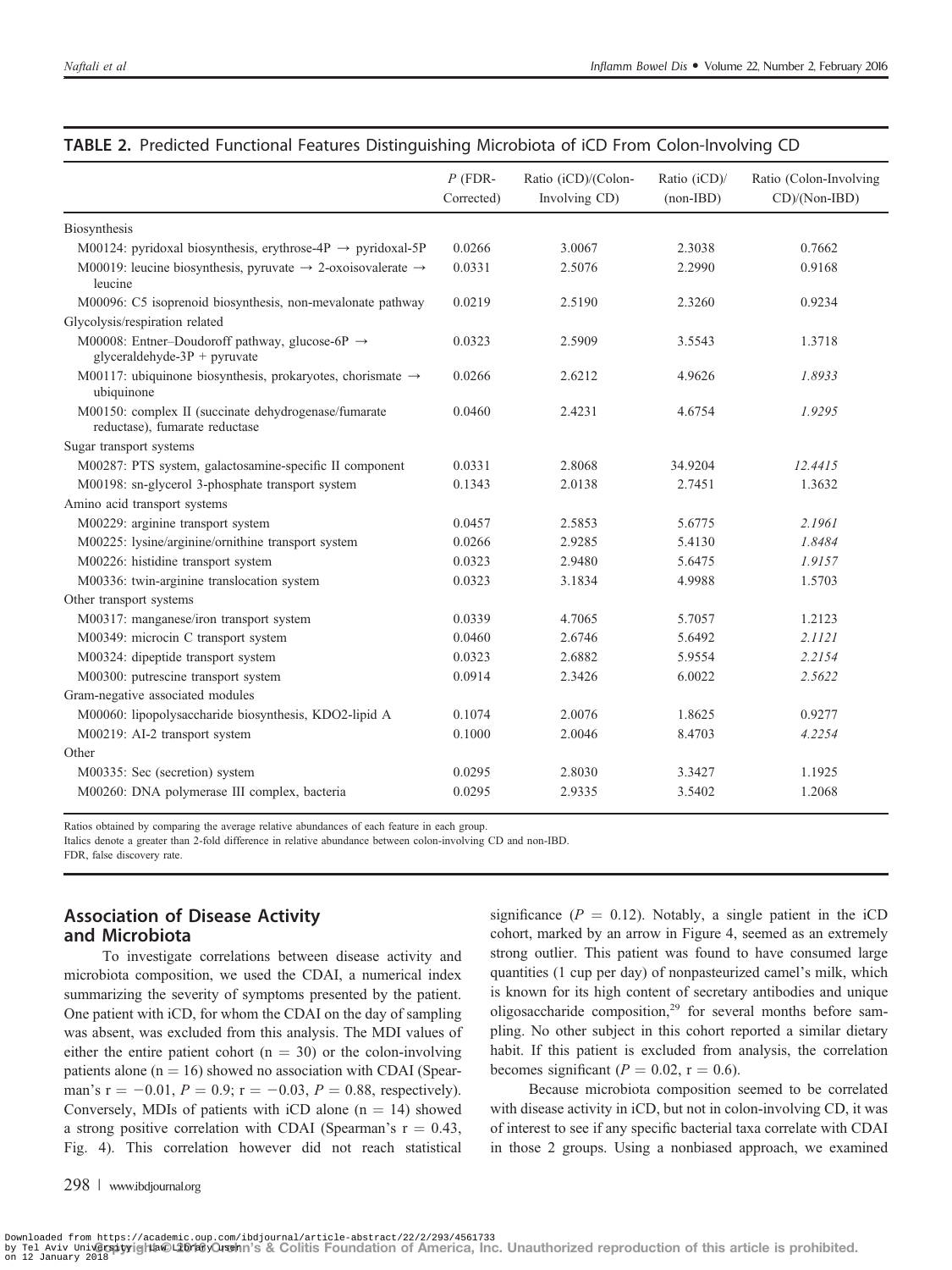**TABLE 2.** Predicted Functional Features Distinguishing Microbiota of iCD From Colon-Involving CD

| | *P* (FDR-Corrected) | Ratio (iCD)/(Colon-Involving CD) | Ratio (iCD)/(non-IBD) | Ratio (Colon-Involving CD)/(Non-IBD) |
|---|---|---|---|---|
| Biosynthesis | | | | |
| M00124: pyridoxal biosynthesis, erythrose-4P → pyridoxal-5P | 0.0266 | 3.0067 | 2.3038 | 0.7662 |
| M00019: leucine biosynthesis, pyruvate → 2-oxoisovalerate → leucine | 0.0331 | 2.5076 | 2.2990 | 0.9168 |
| M00096: C5 isoprenoid biosynthesis, non-mevalonate pathway | 0.0219 | 2.5190 | 2.3260 | 0.9234 |
| Glycolysis/respiration related | | | | |
| M00008: Entner–Doudoroff pathway, glucose-6P → glyceraldehyde-3P + pyruvate | 0.0323 | 2.5909 | 3.5543 | 1.3718 |
| M00117: ubiquinone biosynthesis, prokaryotes, chorismate → ubiquinone | 0.0266 | 2.6212 | 4.9626 | *1.8933* |
| M00150: complex II (succinate dehydrogenase/fumarate reductase), fumarate reductase | 0.0460 | 2.4231 | 4.6754 | *1.9295* |
| Sugar transport systems | | | | |
| M00287: PTS system, galactosamine-specific II component | 0.0331 | 2.8068 | 34.9204 | *12.4415* |
| M00198: sn-glycerol 3-phosphate transport system | 0.1343 | 2.0138 | 2.7451 | 1.3632 |
| Amino acid transport systems | | | | |
| M00229: arginine transport system | 0.0457 | 2.5853 | 5.6775 | *2.1961* |
| M00225: lysine/arginine/ornithine transport system | 0.0266 | 2.9285 | 5.4130 | *1.8484* |
| M00226: histidine transport system | 0.0323 | 2.9480 | 5.6475 | *1.9157* |
| M00336: twin-arginine translocation system | 0.0323 | 3.1834 | 4.9988 | 1.5703 |
| Other transport systems | | | | |
| M00317: manganese/iron transport system | 0.0339 | 4.7065 | 5.7057 | 1.2123 |
| M00349: microcin C transport system | 0.0460 | 2.6746 | 5.6492 | *2.1121* |
| M00324: dipeptide transport system | 0.0323 | 2.6882 | 5.9554 | *2.2154* |
| M00300: putrescine transport system | 0.0914 | 2.3426 | 6.0022 | *2.5622* |
| Gram-negative associated modules | | | | |
| M00060: lipopolysaccharide biosynthesis, KDO2-lipid A | 0.1074 | 2.0076 | 1.8625 | 0.9277 |
| M00219: AI-2 transport system | 0.1000 | 2.0046 | 8.4703 | *4.2254* |
| Other | | | | |
| M00335: Sec (secretion) system | 0.0295 | 2.8030 | 3.3427 | 1.1925 |
| M00260: DNA polymerase III complex, bacteria | 0.0295 | 2.9335 | 3.5402 | 1.2068 |

Ratios obtained by comparing the average relative abundances of each feature in each group.
Italics denote a greater than 2-fold difference in relative abundance between colon-involving CD and non-IBD.
FDR, false discovery rate.

## Association of Disease Activity and Microbiota

To investigate correlations between disease activity and microbiota composition, we used the CDAI, a numerical index summarizing the severity of symptoms presented by the patient. One patient with iCD, for whom the CDAI on the day of sampling was absent, was excluded from this analysis. The MDI values of either the entire patient cohort (n = 30) or the colon-involving patients alone (n = 16) showed no association with CDAI (Spearman's r = −0.01, *P* = 0.9; r = −0.03, *P* = 0.88, respectively). Conversely, MDIs of patients with iCD alone (n = 14) showed a strong positive correlation with CDAI (Spearman's r = 0.43, Fig. 4). This correlation however did not reach statistical significance (*P* = 0.12). Notably, a single patient in the iCD cohort, marked by an arrow in Figure 4, seemed as an extremely strong outlier. This patient was found to have consumed large quantities (1 cup per day) of nonpasteurized camel's milk, which is known for its high content of secretary antibodies and unique oligosaccharide composition,[29] for several months before sampling. No other subject in this cohort reported a similar dietary habit. If this patient is excluded from analysis, the correlation becomes significant (*P* = 0.02, r = 0.6).

Because microbiota composition seemed to be correlated with disease activity in iCD, but not in colon-involving CD, it was of interest to see if any specific bacterial taxa correlate with CDAI in those 2 groups. Using a nonbiased approach, we examined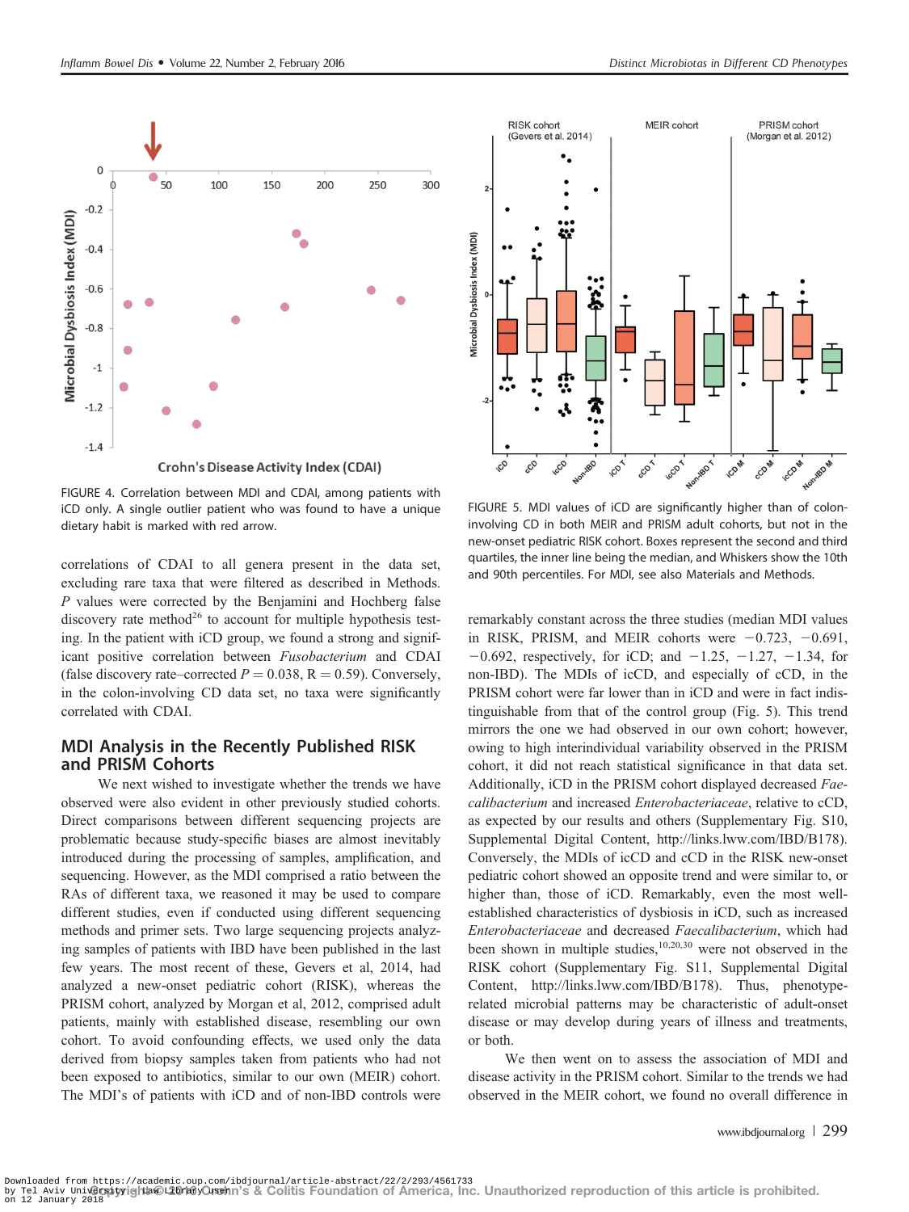FIGURE 4. Correlation between MDI and CDAI, among patients with iCD only. A single outlier patient who was found to have a unique dietary habit is marked with red arrow.

correlations of CDAI to all genera present in the data set, excluding rare taxa that were filtered as described in Methods. *P* values were corrected by the Benjamini and Hochberg false discovery rate method[26] to account for multiple hypothesis testing. In the patient with iCD group, we found a strong and significant positive correlation between *Fusobacterium* and CDAI (false discovery rate–corrected $P = 0.038$, $R = 0.59$). Conversely, in the colon-involving CD data set, no taxa were significantly correlated with CDAI.

## MDI Analysis in the Recently Published RISK and PRISM Cohorts

We next wished to investigate whether the trends we have observed were also evident in other previously studied cohorts. Direct comparisons between different sequencing projects are problematic because study-specific biases are almost inevitably introduced during the processing of samples, amplification, and sequencing. However, as the MDI comprised a ratio between the RAs of different taxa, we reasoned it may be used to compare different studies, even if conducted using different sequencing methods and primer sets. Two large sequencing projects analyzing samples of patients with IBD have been published in the last few years. The most recent of these, Gevers et al, 2014, had analyzed a new-onset pediatric cohort (RISK), whereas the PRISM cohort, analyzed by Morgan et al, 2012, comprised adult patients, mainly with established disease, resembling our own cohort. To avoid confounding effects, we used only the data derived from biopsy samples taken from patients who had not been exposed to antibiotics, similar to our own (MEIR) cohort. The MDI's of patients with iCD and of non-IBD controls were

FIGURE 5. MDI values of iCD are significantly higher than of colon-involving CD in both MEIR and PRISM adult cohorts, but not in the new-onset pediatric RISK cohort. Boxes represent the second and third quartiles, the inner line being the median, and Whiskers show the 10th and 90th percentiles. For MDI, see also Materials and Methods.

remarkably constant across the three studies (median MDI values in RISK, PRISM, and MEIR cohorts were −0.723, −0.691, −0.692, respectively, for iCD; and −1.25, −1.27, −1.34, for non-IBD). The MDIs of icCD, and especially of cCD, in the PRISM cohort were far lower than in iCD and were in fact indistinguishable from that of the control group (Fig. 5). This trend mirrors the one we had observed in our own cohort; however, owing to high interindividual variability observed in the PRISM cohort, it did not reach statistical significance in that data set. Additionally, iCD in the PRISM cohort displayed decreased *Faecalibacterium* and increased *Enterobacteriaceae*, relative to cCD, as expected by our results and others (Supplementary Fig. S10, Supplemental Digital Content, http://links.lww.com/IBD/B178). Conversely, the MDIs of icCD and cCD in the RISK new-onset pediatric cohort showed an opposite trend and were similar to, or higher than, those of iCD. Remarkably, even the most well-established characteristics of dysbiosis in iCD, such as increased *Enterobacteriaceae* and decreased *Faecalibacterium*, which had been shown in multiple studies,[10,20,30] were not observed in the RISK cohort (Supplementary Fig. S11, Supplemental Digital Content, http://links.lww.com/IBD/B178). Thus, phenotype-related microbial patterns may be characteristic of adult-onset disease or may develop during years of illness and treatments, or both.

We then went on to assess the association of MDI and disease activity in the PRISM cohort. Similar to the trends we had observed in the MEIR cohort, we found no overall difference in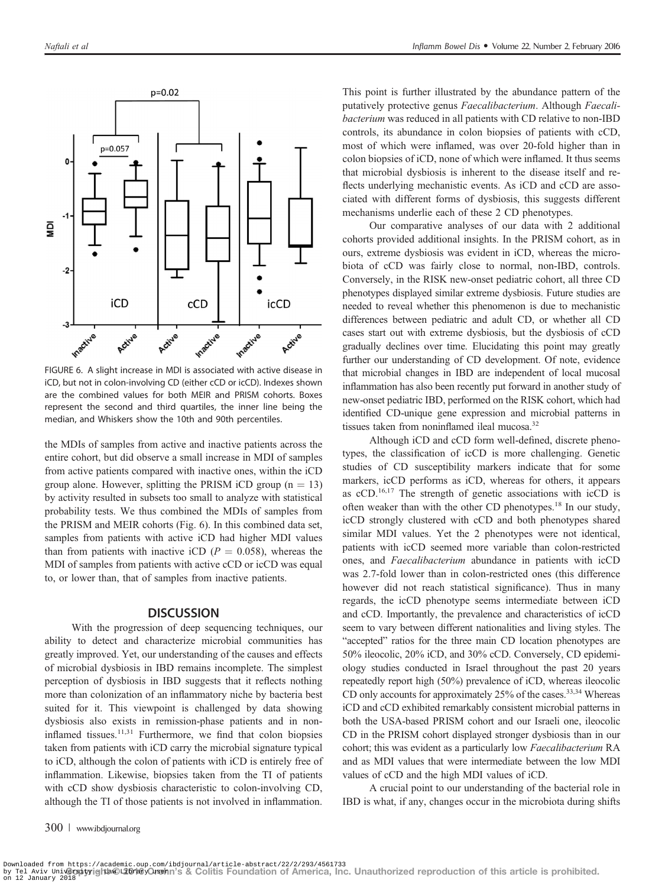FIGURE 6. A slight increase in MDI is associated with active disease in iCD, but not in colon-involving CD (either cCD or icCD). Indexes shown are the combined values for both MEIR and PRISM cohorts. Boxes represent the second and third quartiles, the inner line being the median, and Whiskers show the 10th and 90th percentiles.

the MDIs of samples from active and inactive patients across the entire cohort, but did observe a small increase in MDI of samples from active patients compared with inactive ones, within the iCD group alone. However, splitting the PRISM iCD group ($n = 13$) by activity resulted in subsets too small to analyze with statistical probability tests. We thus combined the MDIs of samples from the PRISM and MEIR cohorts (Fig. 6). In this combined data set, samples from patients with active iCD had higher MDI values than from patients with inactive iCD ($P = 0.058$), whereas the MDI of samples from patients with active cCD or icCD was equal to, or lower than, that of samples from inactive patients.

## DISCUSSION

With the progression of deep sequencing techniques, our ability to detect and characterize microbial communities has greatly improved. Yet, our understanding of the causes and effects of microbial dysbiosis in IBD remains incomplete. The simplest perception of dysbiosis in IBD suggests that it reflects nothing more than colonization of an inflammatory niche by bacteria best suited for it. This viewpoint is challenged by data showing dysbiosis also exists in remission-phase patients and in noninflamed tissues.[11,31] Furthermore, we find that colon biopsies taken from patients with iCD carry the microbial signature typical to iCD, although the colon of patients with iCD is entirely free of inflammation. Likewise, biopsies taken from the TI of patients with cCD show dysbiosis characteristic to colon-involving CD, although the TI of those patients is not involved in inflammation.

This point is further illustrated by the abundance pattern of the putatively protective genus *Faecalibacterium*. Although *Faecalibacterium* was reduced in all patients with CD relative to non-IBD controls, its abundance in colon biopsies of patients with cCD, most of which were inflamed, was over 20-fold higher than in colon biopsies of iCD, none of which were inflamed. It thus seems that microbial dysbiosis is inherent to the disease itself and reflects underlying mechanistic events. As iCD and cCD are associated with different forms of dysbiosis, this suggests different mechanisms underlie each of these 2 CD phenotypes.

Our comparative analyses of our data with 2 additional cohorts provided additional insights. In the PRISM cohort, as in ours, extreme dysbiosis was evident in iCD, whereas the microbiota of cCD was fairly close to normal, non-IBD, controls. Conversely, in the RISK new-onset pediatric cohort, all three CD phenotypes displayed similar extreme dysbiosis. Future studies are needed to reveal whether this phenomenon is due to mechanistic differences between pediatric and adult CD, or whether all CD cases start out with extreme dysbiosis, but the dysbiosis of cCD gradually declines over time. Elucidating this point may greatly further our understanding of CD development. Of note, evidence that microbial changes in IBD are independent of local mucosal inflammation has also been recently put forward in another study of new-onset pediatric IBD, performed on the RISK cohort, which had identified CD-unique gene expression and microbial patterns in tissues taken from noninflamed ileal mucosa.[32]

Although iCD and cCD form well-defined, discrete phenotypes, the classification of icCD is more challenging. Genetic studies of CD susceptibility markers indicate that for some markers, icCD performs as iCD, whereas for others, it appears as cCD.[16,17] The strength of genetic associations with icCD is often weaker than with the other CD phenotypes.[18] In our study, icCD strongly clustered with cCD and both phenotypes shared similar MDI values. Yet the 2 phenotypes were not identical, patients with icCD seemed more variable than colon-restricted ones, and *Faecalibacterium* abundance in patients with icCD was 2.7-fold lower than in colon-restricted ones (this difference however did not reach statistical significance). Thus in many regards, the icCD phenotype seems intermediate between iCD and cCD. Importantly, the prevalence and characteristics of icCD seem to vary between different nationalities and living styles. The "accepted" ratios for the three main CD location phenotypes are 50% ileocolic, 20% iCD, and 30% cCD. Conversely, CD epidemiology studies conducted in Israel throughout the past 20 years repeatedly report high (50%) prevalence of iCD, whereas ileocolic CD only accounts for approximately 25% of the cases.[33,34] Whereas iCD and cCD exhibited remarkably consistent microbial patterns in both the USA-based PRISM cohort and our Israeli one, ileocolic CD in the PRISM cohort displayed stronger dysbiosis than in our cohort; this was evident as a particularly low *Faecalibacterium* RA and as MDI values that were intermediate between the low MDI values of cCD and the high MDI values of iCD.

A crucial point to our understanding of the bacterial role in IBD is what, if any, changes occur in the microbiota during shifts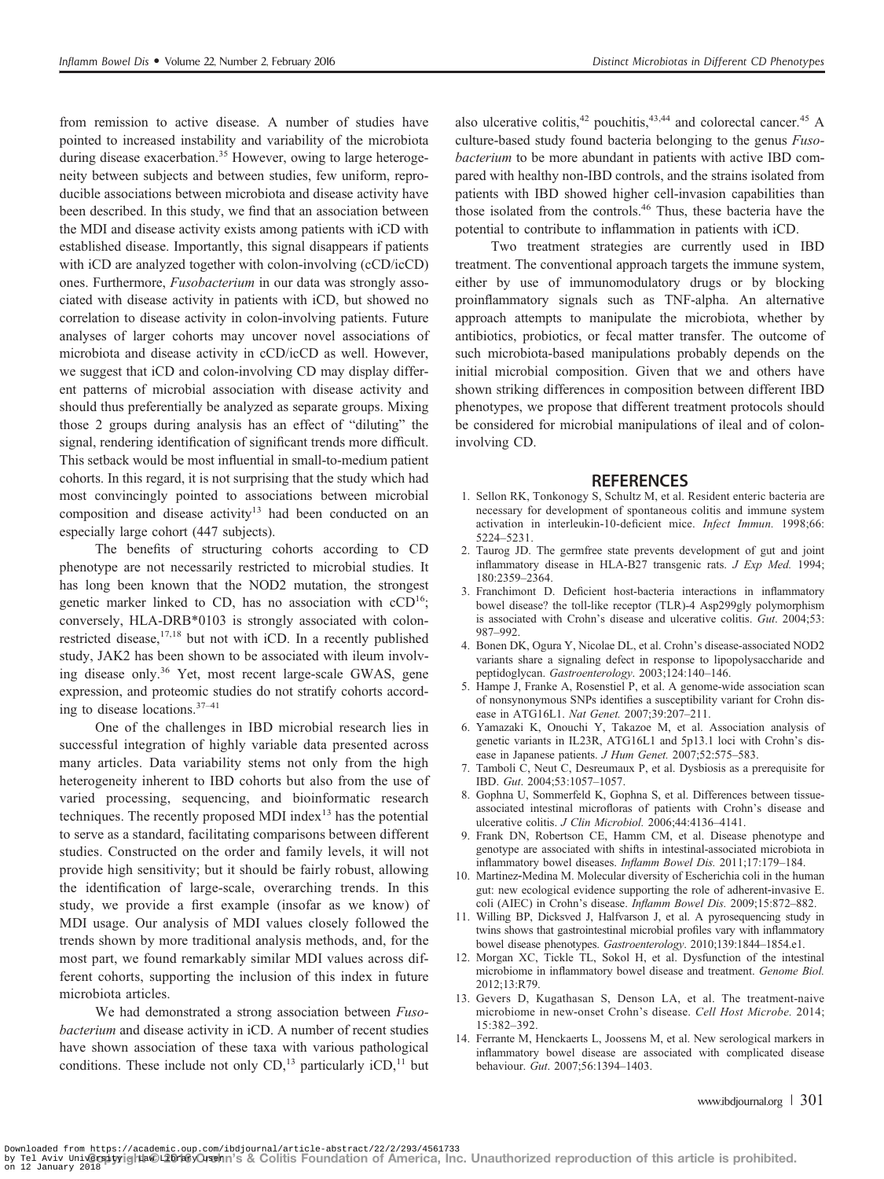from remission to active disease. A number of studies have pointed to increased instability and variability of the microbiota during disease exacerbation.[35] However, owing to large heterogeneity between subjects and between studies, few uniform, reproducible associations between microbiota and disease activity have been described. In this study, we find that an association between the MDI and disease activity exists among patients with iCD with established disease. Importantly, this signal disappears if patients with iCD are analyzed together with colon-involving (cCD/icCD) ones. Furthermore, *Fusobacterium* in our data was strongly associated with disease activity in patients with iCD, but showed no correlation to disease activity in colon-involving patients. Future analyses of larger cohorts may uncover novel associations of microbiota and disease activity in cCD/icCD as well. However, we suggest that iCD and colon-involving CD may display different patterns of microbial association with disease activity and should thus preferentially be analyzed as separate groups. Mixing those 2 groups during analysis has an effect of "diluting" the signal, rendering identification of significant trends more difficult. This setback would be most influential in small-to-medium patient cohorts. In this regard, it is not surprising that the study which had most convincingly pointed to associations between microbial composition and disease activity[13] had been conducted on an especially large cohort (447 subjects).

The benefits of structuring cohorts according to CD phenotype are not necessarily restricted to microbial studies. It has long been known that the NOD2 mutation, the strongest genetic marker linked to CD, has no association with cCD[16]; conversely, HLA-DRB*0103 is strongly associated with colon-restricted disease,[17,18] but not with iCD. In a recently published study, JAK2 has been shown to be associated with ileum involving disease only.[36] Yet, most recent large-scale GWAS, gene expression, and proteomic studies do not stratify cohorts according to disease locations.[37–41]

One of the challenges in IBD microbial research lies in successful integration of highly variable data presented across many articles. Data variability stems not only from the high heterogeneity inherent to IBD cohorts but also from the use of varied processing, sequencing, and bioinformatic research techniques. The recently proposed MDI index[13] has the potential to serve as a standard, facilitating comparisons between different studies. Constructed on the order and family levels, it will not provide high sensitivity; but it should be fairly robust, allowing the identification of large-scale, overarching trends. In this study, we provide a first example (insofar as we know) of MDI usage. Our analysis of MDI values closely followed the trends shown by more traditional analysis methods, and, for the most part, we found remarkably similar MDI values across different cohorts, supporting the inclusion of this index in future microbiota articles.

We had demonstrated a strong association between *Fusobacterium* and disease activity in iCD. A number of recent studies have shown association of these taxa with various pathological conditions. These include not only CD,[13] particularly iCD,[11] but also ulcerative colitis,[42] pouchitis,[43,44] and colorectal cancer.[45] A culture-based study found bacteria belonging to the genus *Fusobacterium* to be more abundant in patients with active IBD compared with healthy non-IBD controls, and the strains isolated from patients with IBD showed higher cell-invasion capabilities than those isolated from the controls.[46] Thus, these bacteria have the potential to contribute to inflammation in patients with iCD.

Two treatment strategies are currently used in IBD treatment. The conventional approach targets the immune system, either by use of immunomodulatory drugs or by blocking proinflammatory signals such as TNF-alpha. An alternative approach attempts to manipulate the microbiota, whether by antibiotics, probiotics, or fecal matter transfer. The outcome of such microbiota-based manipulations probably depends on the initial microbial composition. Given that we and others have shown striking differences in composition between different IBD phenotypes, we propose that different treatment protocols should be considered for microbial manipulations of ileal and of colon-involving CD.

## REFERENCES

1. Sellon RK, Tonkonogy S, Schultz M, et al. Resident enteric bacteria are necessary for development of spontaneous colitis and immune system activation in interleukin-10-deficient mice. *Infect Immun.* 1998;66: 5224–5231.
2. Taurog JD. The germfree state prevents development of gut and joint inflammatory disease in HLA-B27 transgenic rats. *J Exp Med.* 1994; 180:2359–2364.
3. Franchimont D. Deficient host-bacteria interactions in inflammatory bowel disease? the toll-like receptor (TLR)-4 Asp299gly polymorphism is associated with Crohn's disease and ulcerative colitis. *Gut*. 2004;53: 987–992.
4. Bonen DK, Ogura Y, Nicolae DL, et al. Crohn's disease-associated NOD2 variants share a signaling defect in response to lipopolysaccharide and peptidoglycan. *Gastroenterology*. 2003;124:140–146.
5. Hampe J, Franke A, Rosenstiel P, et al. A genome-wide association scan of nonsynonymous SNPs identifies a susceptibility variant for Crohn disease in ATG16L1. *Nat Genet.* 2007;39:207–211.
6. Yamazaki K, Onouchi Y, Takazoe M, et al. Association analysis of genetic variants in IL23R, ATG16L1 and 5p13.1 loci with Crohn's disease in Japanese patients. *J Hum Genet.* 2007;52:575–583.
7. Tamboli C, Neut C, Desreumaux P, et al. Dysbiosis as a prerequisite for IBD. *Gut*. 2004;53:1057–1057.
8. Gophna U, Sommerfeld K, Gophna S, et al. Differences between tissue-associated intestinal microfloras of patients with Crohn's disease and ulcerative colitis. *J Clin Microbiol.* 2006;44:4136–4141.
9. Frank DN, Robertson CE, Hamm CM, et al. Disease phenotype and genotype are associated with shifts in intestinal-associated microbiota in inflammatory bowel diseases. *Inflamm Bowel Dis.* 2011;17:179–184.
10. Martinez-Medina M. Molecular diversity of Escherichia coli in the human gut: new ecological evidence supporting the role of adherent-invasive E. coli (AIEC) in Crohn's disease. *Inflamm Bowel Dis.* 2009;15:872–882.
11. Willing BP, Dicksved J, Halfvarson J, et al. A pyrosequencing study in twins shows that gastrointestinal microbial profiles vary with inflammatory bowel disease phenotypes. *Gastroenterology*. 2010;139:1844–1854.e1.
12. Morgan XC, Tickle TL, Sokol H, et al. Dysfunction of the intestinal microbiome in inflammatory bowel disease and treatment. *Genome Biol.* 2012;13:R79.
13. Gevers D, Kugathasan S, Denson LA, et al. The treatment-naive microbiome in new-onset Crohn's disease. *Cell Host Microbe.* 2014; 15:382–392.
14. Ferrante M, Henckaerts L, Joossens M, et al. New serological markers in inflammatory bowel disease are associated with complicated disease behaviour. *Gut*. 2007;56:1394–1403.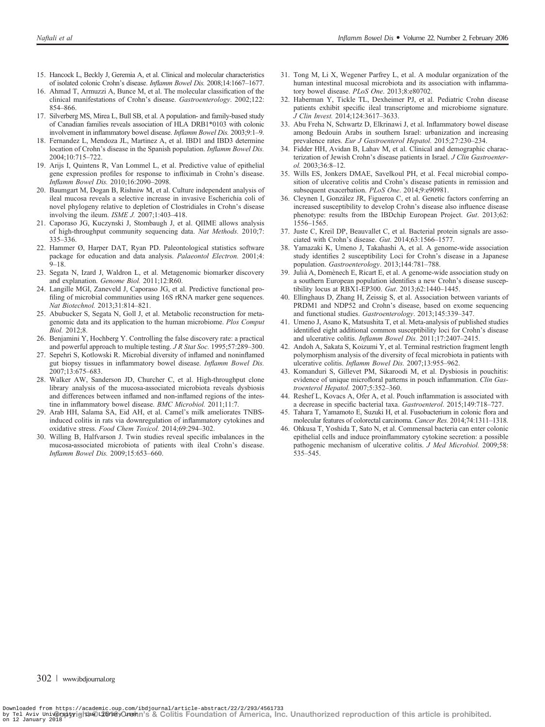15. Hancock L, Beckly J, Geremia A, et al. Clinical and molecular characteristics of isolated colonic Crohn's disease. *Inflamm Bowel Dis.* 2008;14:1667–1677.
16. Ahmad T, Armuzzi A, Bunce M, et al. The molecular classification of the clinical manifestations of Crohn's disease. *Gastroenterology.* 2002;122: 854–866.
17. Silverberg MS, Mirea L, Bull SB, et al. A population- and family-based study of Canadian families reveals association of HLA DRB1*0103 with colonic involvement in inflammatory bowel disease. *Inflamm Bowel Dis.* 2003;9:1–9.
18. Fernandez L, Mendoza JL, Martinez A, et al. IBD1 and IBD3 determine location of Crohn's disease in the Spanish population. *Inflamm Bowel Dis.* 2004;10:715–722.
19. Arijs I, Quintens R, Van Lommel L, et al. Predictive value of epithelial gene expression profiles for response to infliximab in Crohn's disease. *Inflamm Bowel Dis.* 2010;16:2090–2098.
20. Baumgart M, Dogan B, Rishniw M, et al. Culture independent analysis of ileal mucosa reveals a selective increase in invasive Escherichia coli of novel phylogeny relative to depletion of Clostridiales in Crohn's disease involving the ileum. *ISME J.* 2007;1:403–418.
21. Caporaso JG, Kuczynski J, Stombaugh J, et al. QIIME allows analysis of high-throughput community sequencing data. *Nat Methods.* 2010;7: 335–336.
22. Hammer Ø, Harper DAT, Ryan PD. Paleontological statistics software package for education and data analysis. *Palaeontol Electron.* 2001;4: 9–18.
23. Segata N, Izard J, Waldron L, et al. Metagenomic biomarker discovery and explanation. *Genome Biol.* 2011;12:R60.
24. Langille MGI, Zaneveld J, Caporaso JG, et al. Predictive functional profiling of microbial communities using 16S rRNA marker gene sequences. *Nat Biotechnol.* 2013;31:814–821.
25. Abubucker S, Segata N, Goll J, et al. Metabolic reconstruction for metagenomic data and its application to the human microbiome. *Plos Comput Biol.* 2012;8.
26. Benjamini Y, Hochberg Y. Controlling the false discovery rate: a practical and powerful approach to multiple testing. *J R Stat Soc.* 1995;57:289–300.
27. Sepehri S, Kotlowski R. Microbial diversity of inflamed and noninflamed gut biopsy tissues in inflammatory bowel disease. *Inflamm Bowel Dis.* 2007;13:675–683.
28. Walker AW, Sanderson JD, Churcher C, et al. High-throughput clone library analysis of the mucosa-associated microbiota reveals dysbiosis and differences between inflamed and non-inflamed regions of the intestine in inflammatory bowel disease. *BMC Microbiol.* 2011;11:7.
29. Arab HH, Salama SA, Eid AH, et al. Camel's milk ameliorates TNBS-induced colitis in rats via downregulation of inflammatory cytokines and oxidative stress. *Food Chem Toxicol.* 2014;69:294–302.
30. Willing B, Halfvarson J. Twin studies reveal specific imbalances in the mucosa-associated microbiota of patients with ileal Crohn's disease. *Inflamm Bowel Dis.* 2009;15:653–660.
31. Tong M, Li X, Wegener Parfrey L, et al. A modular organization of the human intestinal mucosal microbiota and its association with inflammatory bowel disease. *PLoS One*. 2013;8:e80702.
32. Haberman Y, Tickle TL, Dexheimer PJ, et al. Pediatric Crohn disease patients exhibit specific ileal transcriptome and microbiome signature. *J Clin Invest.* 2014;124:3617–3633.
33. Abu Freha N, Schwartz D, Elkrinawi J, et al. Inflammatory bowel disease among Bedouin Arabs in southern Israel: urbanization and increasing prevalence rates. *Eur J Gastroenterol Hepatol.* 2015;27:230–234.
34. Fidder HH, Avidan B, Lahav M, et al. Clinical and demographic characterization of Jewish Crohn's disease patients in Israel. *J Clin Gastroenterol.* 2003;36:8–12.
35. Wills ES, Jonkers DMAE, Savelkoul PH, et al. Fecal microbial composition of ulcerative colitis and Crohn's disease patients in remission and subsequent exacerbation. *PLoS One*. 2014;9:e90981.
36. Cleynen I, González JR, Figueroa C, et al. Genetic factors conferring an increased susceptibility to develop Crohn's disease also influence disease phenotype: results from the IBDchip European Project. *Gut*. 2013;62: 1556–1565.
37. Juste C, Kreil DP, Beauvallet C, et al. Bacterial protein signals are associated with Crohn's disease. *Gut*. 2014;63:1566–1577.
38. Yamazaki K, Umeno J, Takahashi A, et al. A genome-wide association study identifies 2 susceptibility Loci for Crohn's disease in a Japanese population. *Gastroenterology*. 2013;144:781–788.
39. Julià A, Domènech E, Ricart E, et al. A genome-wide association study on a southern European population identifies a new Crohn's disease susceptibility locus at RBX1-EP300. *Gut*. 2013;62:1440–1445.
40. Ellinghaus D, Zhang H, Zeissig S, et al. Association between variants of PRDM1 and NDP52 and Crohn's disease, based on exome sequencing and functional studies. *Gastroenterology*. 2013;145:339–347.
41. Umeno J, Asano K, Matsushita T, et al. Meta-analysis of published studies identified eight additional common susceptibility loci for Crohn's disease and ulcerative colitis. *Inflamm Bowel Dis.* 2011;17:2407–2415.
42. Andoh A, Sakata S, Koizumi Y, et al. Terminal restriction fragment length polymorphism analysis of the diversity of fecal microbiota in patients with ulcerative colitis. *Inflamm Bowel Dis.* 2007;13:955–962.
43. Komanduri S, Gillevet PM, Sikaroodi M, et al. Dysbiosis in pouchitis: evidence of unique microfloral patterns in pouch inflammation. *Clin Gastroenterol Hepatol.* 2007;5:352–360.
44. Reshef L, Kovacs A, Ofer A, et al. Pouch inflammation is associated with a decrease in specific bacterial taxa. *Gastroenterol*. 2015;149:718–727.
45. Tahara T, Yamamoto E, Suzuki H, et al. Fusobacterium in colonic flora and molecular features of colorectal carcinoma. *Cancer Res.* 2014;74:1311–1318.
46. Ohkusa T, Yoshida T, Sato N, et al. Commensal bacteria can enter colonic epithelial cells and induce proinflammatory cytokine secretion: a possible pathogenic mechanism of ulcerative colitis. *J Med Microbiol.* 2009;58: 535–545.